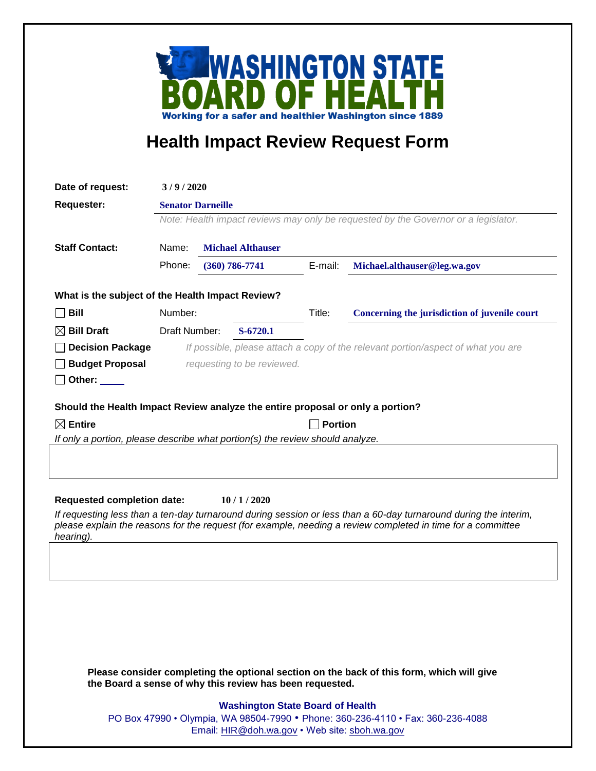**WASHINGTON STATE BOARD OF HEALTH**

Working for a safer and healthier Washington since 1889

# Health Impact Review Request Form

**Date of request:** 3 / 9 / 2020

**Requester:** Senator Darneille

*Note: Health impact reviews may only be requested by the Governor or a legislator.*

**Staff Contact:**

Name: Michael Althauser

Phone: (360) 786-7741 E-mail: Michael.althauser@leg.wa.gov

**What is the subject of the Health Impact Review?**

- ☐ **Bill** Number: Title: Concerning the jurisdiction of juvenile court
- ☒ **Bill Draft** Draft Number: S-6720.1
- ☐ **Decision Package** *If possible, please attach a copy of the relevant portion/aspect of what you are requesting to be reviewed.*
- ☐ **Budget Proposal**
- ☐ **Other:** \_\_\_\_

**Should the Health Impact Review analyze the entire proposal or only a portion?**

☒ **Entire** ☐ **Portion**

*If only a portion, please describe what portion(s) the review should analyze.*

**Requested completion date:** 10 / 1 / 2020

*If requesting less than a ten-day turnaround during session or less than a 60-day turnaround during the interim, please explain the reasons for the request (for example, needing a review completed in time for a committee hearing).*

**Please consider completing the optional section on the back of this form, which will give the Board a sense of why this review has been requested.**

**Washington State Board of Health**

PO Box 47990 • Olympia, WA 98504-7990 • Phone: 360-236-4110 • Fax: 360-236-4088

Email: HIR@doh.wa.gov • Web site: sboh.wa.gov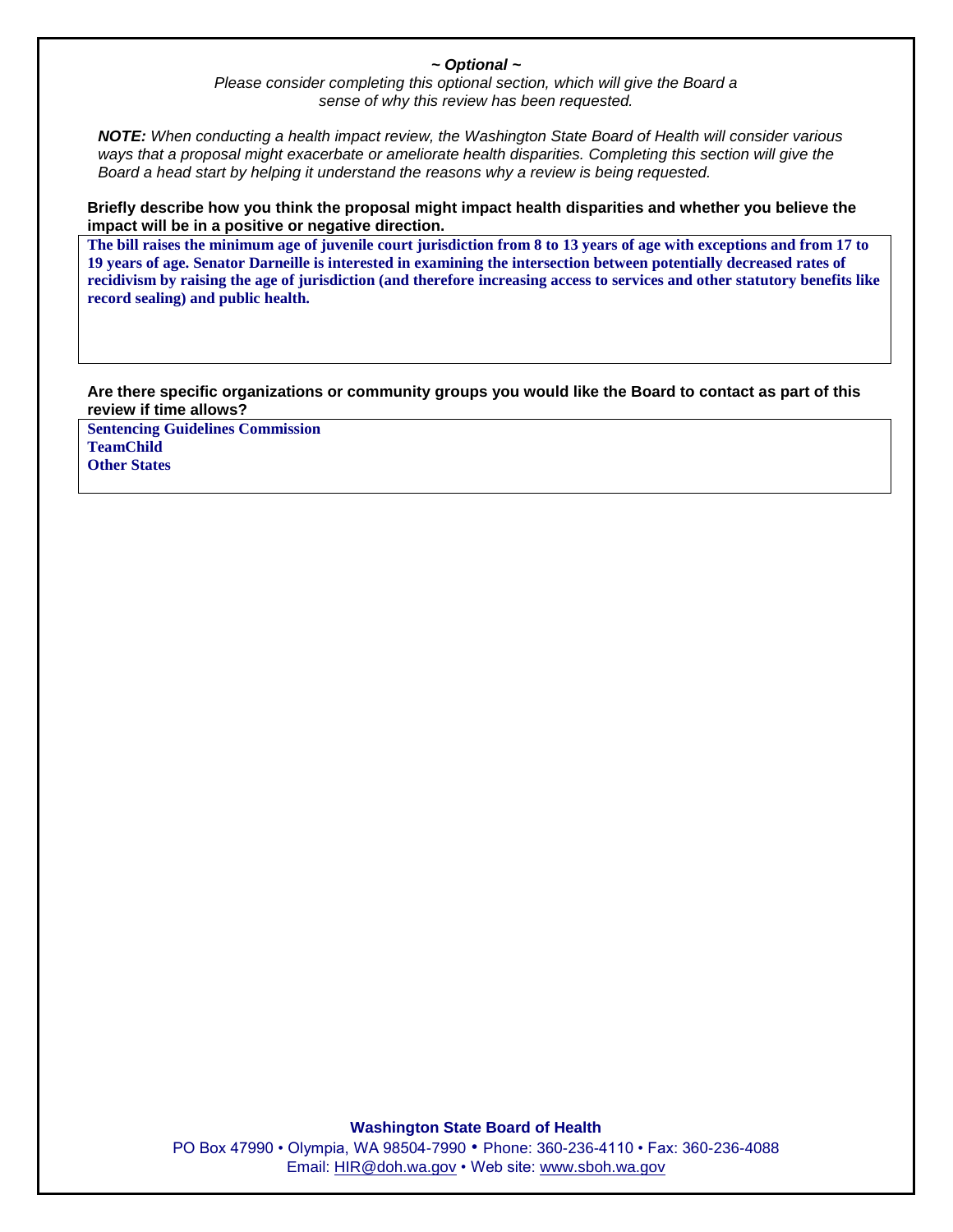***~ Optional ~***

*Please consider completing this optional section, which will give the Board a sense of why this review has been requested.*

***NOTE:*** *When conducting a health impact review, the Washington State Board of Health will consider various ways that a proposal might exacerbate or ameliorate health disparities. Completing this section will give the Board a head start by helping it understand the reasons why a review is being requested.*

**Briefly describe how you think the proposal might impact health disparities and whether you believe the impact will be in a positive or negative direction.**

**The bill raises the minimum age of juvenile court jurisdiction from 8 to 13 years of age with exceptions and from 17 to 19 years of age. Senator Darneille is interested in examining the intersection between potentially decreased rates of recidivism by raising the age of jurisdiction (and therefore increasing access to services and other statutory benefits like record sealing) and public health.**

**Are there specific organizations or community groups you would like the Board to contact as part of this review if time allows?**

**Sentencing Guidelines Commission**
**TeamChild**
**Other States**

**Washington State Board of Health**
PO Box 47990 • Olympia, WA 98504-7990 • Phone: 360-236-4110 • Fax: 360-236-4088
Email: HIR@doh.wa.gov • Web site: www.sboh.wa.gov